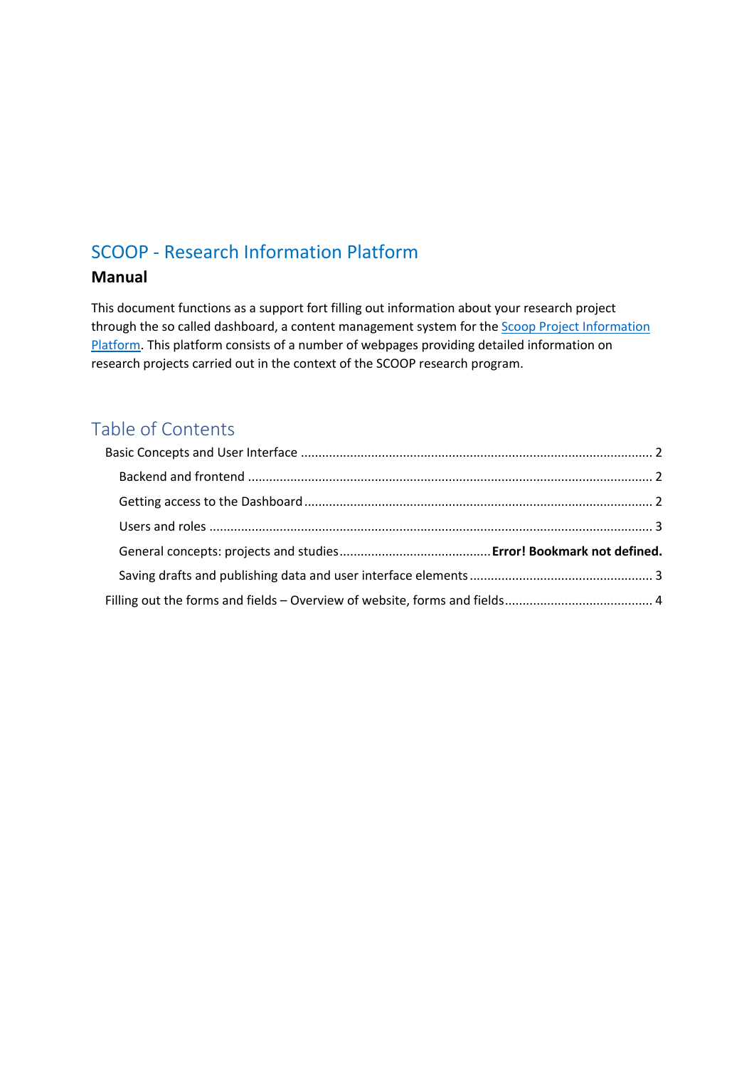# SCOOP - Research Information Platform

## Manual

This document functions as a support fort filling out information about your research project through the so called dashboard, a content management system for the [Scoop Project Information Platform](). This platform consists of a number of webpages providing detailed information on research projects carried out in the context of the SCOOP research program.

## Table of Contents

- Basic Concepts and User Interface .......... 2
  - Backend and frontend .......... 2
  - Getting access to the Dashboard .......... 2
  - Users and roles .......... 3
  - General concepts: projects and studies .......... **Error! Bookmark not defined.**
  - Saving drafts and publishing data and user interface elements .......... 3
- Filling out the forms and fields – Overview of website, forms and fields .......... 4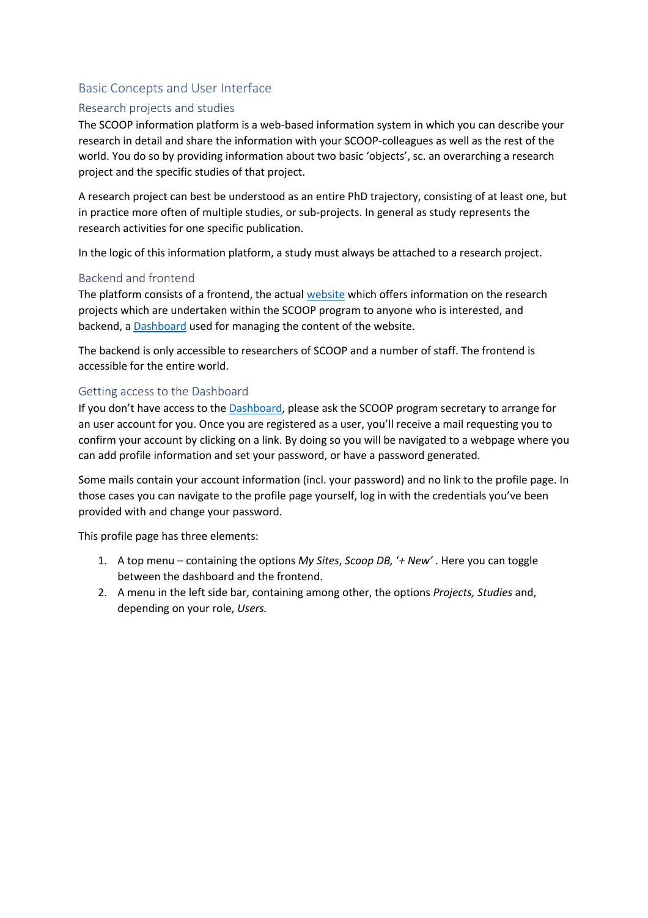## Basic Concepts and User Interface

### Research projects and studies

The SCOOP information platform is a web-based information system in which you can describe your research in detail and share the information with your SCOOP-colleagues as well as the rest of the world. You do so by providing information about two basic 'objects', sc. an overarching a research project and the specific studies of that project.

A research project can best be understood as an entire PhD trajectory, consisting of at least one, but in practice more often of multiple studies, or sub-projects. In general as study represents the research activities for one specific publication.

In the logic of this information platform, a study must always be attached to a research project.

### Backend and frontend

The platform consists of a frontend, the actual website which offers information on the research projects which are undertaken within the SCOOP program to anyone who is interested, and backend, a Dashboard used for managing the content of the website.

The backend is only accessible to researchers of SCOOP and a number of staff. The frontend is accessible for the entire world.

### Getting access to the Dashboard

If you don't have access to the Dashboard, please ask the SCOOP program secretary to arrange for an user account for you. Once you are registered as a user, you'll receive a mail requesting you to confirm your account by clicking on a link. By doing so you will be navigated to a webpage where you can add profile information and set your password, or have a password generated.

Some mails contain your account information (incl. your password) and no link to the profile page. In those cases you can navigate to the profile page yourself, log in with the credentials you've been provided with and change your password.

This profile page has three elements:

1. A top menu – containing the options *My Sites*, *Scoop DB*, '*+ New*' . Here you can toggle between the dashboard and the frontend.
2. A menu in the left side bar, containing among other, the options *Projects, Studies* and, depending on your role, *Users.*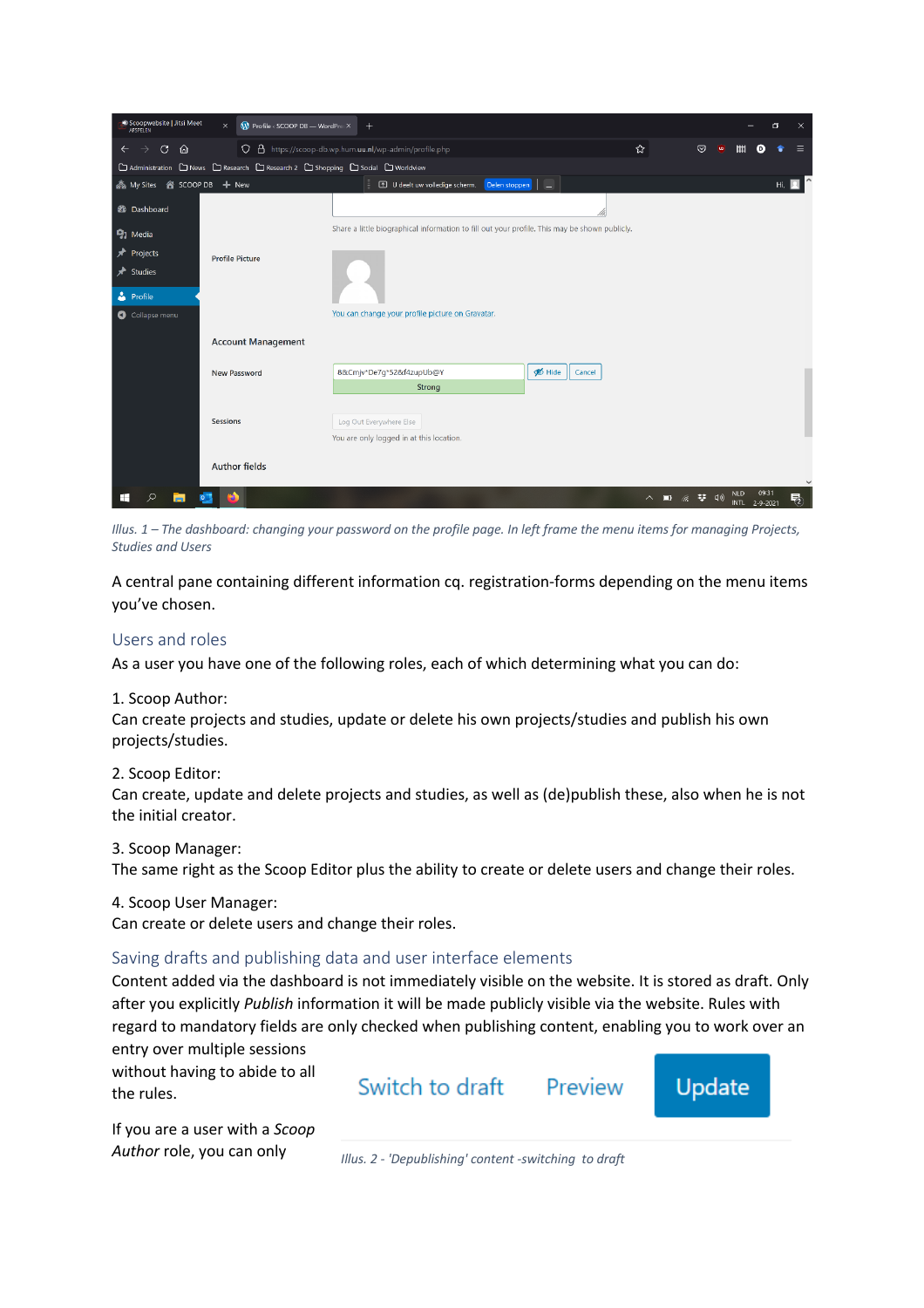*Illus. 1 – The dashboard: changing your password on the profile page. In left frame the menu items for managing Projects, Studies and Users*

A central pane containing different information cq. registration-forms depending on the menu items you've chosen.

## Users and roles

As a user you have one of the following roles, each of which determining what you can do:

1. Scoop Author:
Can create projects and studies, update or delete his own projects/studies and publish his own projects/studies.

2. Scoop Editor:
Can create, update and delete projects and studies, as well as (de)publish these, also when he is not the initial creator.

3. Scoop Manager:
The same right as the Scoop Editor plus the ability to create or delete users and change their roles.

4. Scoop User Manager:
Can create or delete users and change their roles.

## Saving drafts and publishing data and user interface elements

Content added via the dashboard is not immediately visible on the website. It is stored as draft. Only after you explicitly *Publish* information it will be made publicly visible via the website. Rules with regard to mandatory fields are only checked when publishing content, enabling you to work over an entry over multiple sessions without having to abide to all the rules.

*Illus. 2 - 'Depublishing' content -switching to draft*

If you are a user with a *Scoop Author* role, you can only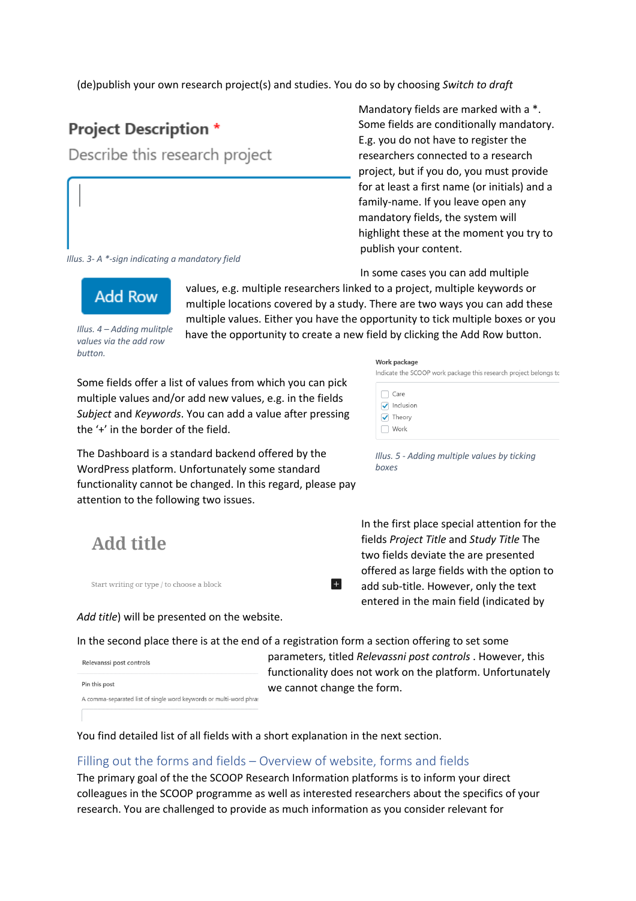(de)publish your own research project(s) and studies. You do so by choosing *Switch to draft*

Project Description *

Describe this research project

*Illus. 3- A *-sign indicating a mandatory field*

Mandatory fields are marked with a *. Some fields are conditionally mandatory. E.g. you do not have to register the researchers connected to a research project, but if you do, you must provide for at least a first name (or initials) and a family-name. If you leave open any mandatory fields, the system will highlight these at the moment you try to publish your content.

Add Row

*Illus. 4 – Adding mulitple values via the add row button.*

In some cases you can add multiple values, e.g. multiple researchers linked to a project, multiple keywords or multiple locations covered by a study. There are two ways you can add these multiple values. Either you have the opportunity to tick multiple boxes or you have the opportunity to create a new field by clicking the Add Row button.

Work package

Indicate the SCOOP work package this research project belongs to

- [ ] Care
- [x] Inclusion
- [x] Theory
- [ ] Work

*Illus. 5 - Adding multiple values by ticking boxes*

Some fields offer a list of values from which you can pick multiple values and/or add new values, e.g. in the fields *Subject* and *Keywords*. You can add a value after pressing the '+' in the border of the field.

The Dashboard is a standard backend offered by the WordPress platform. Unfortunately some standard functionality cannot be changed. In this regard, please pay attention to the following two issues.

Add title

Start writing or type / to choose a block

In the first place special attention for the fields *Project Title* and *Study Title* The two fields deviate the are presented offered as large fields with the option to add sub-title. However, only the text entered in the main field (indicated by *Add title*) will be presented on the website.

In the second place there is at the end of a registration form a section offering to set some parameters, titled *Relevassni post controls* . However, this functionality does not work on the platform. Unfortunately we cannot change the form.

Relevanssi post controls

Pin this post

A comma-separated list of single word keywords or multi-word phra

You find detailed list of all fields with a short explanation in the next section.

## Filling out the forms and fields – Overview of website, forms and fields

The primary goal of the the SCOOP Research Information platforms is to inform your direct colleagues in the SCOOP programme as well as interested researchers about the specifics of your research. You are challenged to provide as much information as you consider relevant for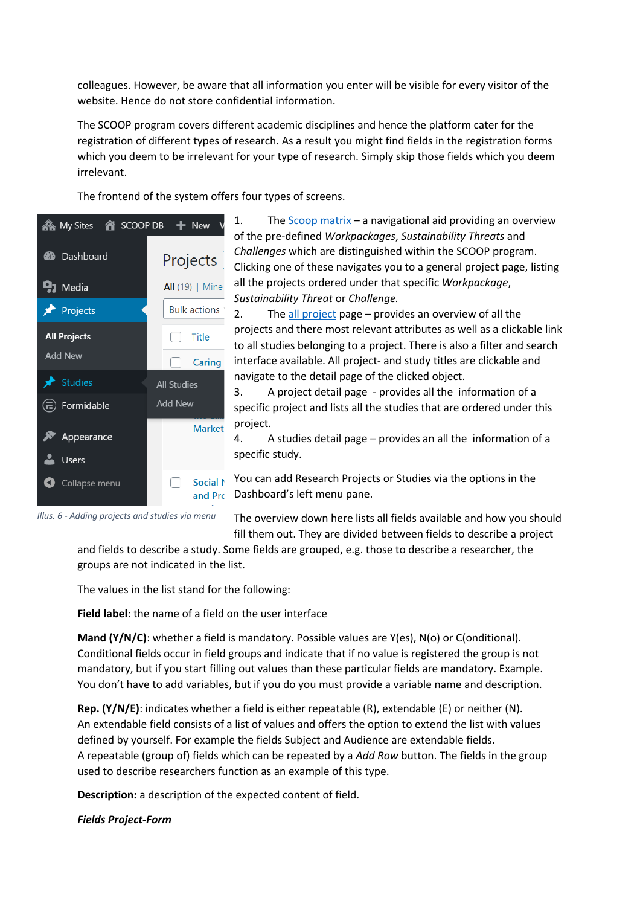colleagues. However, be aware that all information you enter will be visible for every visitor of the website. Hence do not store confidential information.

The SCOOP program covers different academic disciplines and hence the platform cater for the registration of different types of research. As a result you might find fields in the registration forms which you deem to be irrelevant for your type of research. Simply skip those fields which you deem irrelevant.

The frontend of the system offers four types of screens.

1. The Scoop matrix – a navigational aid providing an overview of the pre-defined *Workpackages*, *Sustainability Threats* and *Challenges* which are distinguished within the SCOOP program. Clicking one of these navigates you to a general project page, listing all the projects ordered under that specific *Workpackage*, *Sustainability Threat* or *Challenge.*
2. The all project page – provides an overview of all the projects and there most relevant attributes as well as a clickable link to all studies belonging to a project. There is also a filter and search interface available. All project- and study titles are clickable and navigate to the detail page of the clicked object.
3. A project detail page - provides all the information of a specific project and lists all the studies that are ordered under this project.
4. A studies detail page – provides an all the information of a specific study.

*Illus. 6 - Adding projects and studies via menu*

You can add Research Projects or Studies via the options in the Dashboard's left menu pane.

The overview down here lists all fields available and how you should fill them out. They are divided between fields to describe a project and fields to describe a study. Some fields are grouped, e.g. those to describe a researcher, the groups are not indicated in the list.

The values in the list stand for the following:

**Field label**: the name of a field on the user interface

**Mand (Y/N/C)**: whether a field is mandatory. Possible values are Y(es), N(o) or C(onditional). Conditional fields occur in field groups and indicate that if no value is registered the group is not mandatory, but if you start filling out values than these particular fields are mandatory. Example. You don't have to add variables, but if you do you must provide a variable name and description.

**Rep. (Y/N/E)**: indicates whether a field is either repeatable (R), extendable (E) or neither (N). An extendable field consists of a list of values and offers the option to extend the list with values defined by yourself. For example the fields Subject and Audience are extendable fields. A repeatable (group of) fields which can be repeated by a *Add Row* button. The fields in the group used to describe researchers function as an example of this type.

**Description:** a description of the expected content of field.

***Fields Project-Form***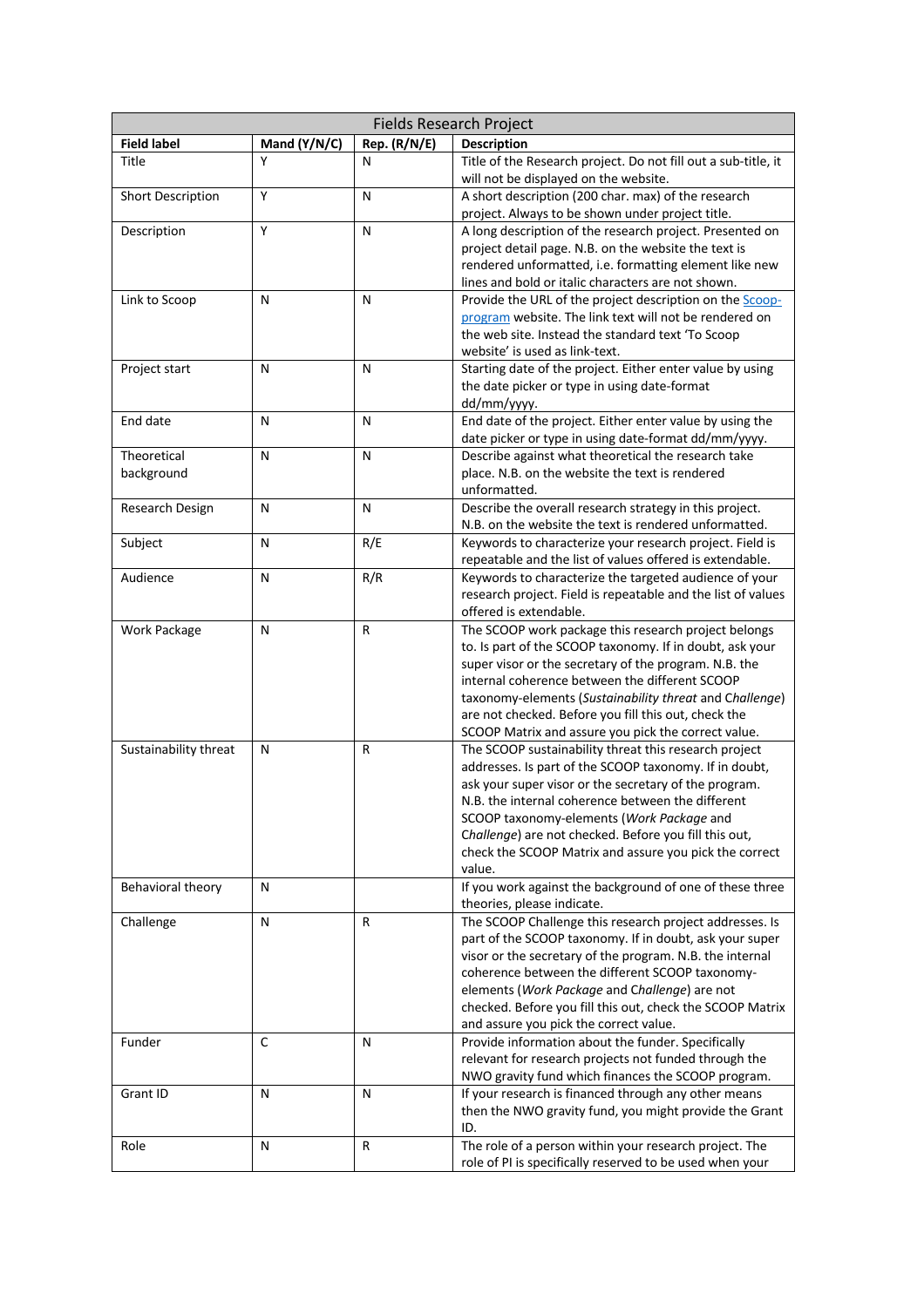| Fields Research Project | | | |
|---|---|---|---|
| **Field label** | **Mand (Y/N/C)** | **Rep. (R/N/E)** | **Description** |
| Title | Y | N | Title of the Research project. Do not fill out a sub-title, it will not be displayed on the website. |
| Short Description | Y | N | A short description (200 char. max) of the research project. Always to be shown under project title. |
| Description | Y | N | A long description of the research project. Presented on project detail page. N.B. on the website the text is rendered unformatted, i.e. formatting element like new lines and bold or italic characters are not shown. |
| Link to Scoop | N | N | Provide the URL of the project description on the [Scoop-program](#) website. The link text will not be rendered on the web site. Instead the standard text 'To Scoop website' is used as link-text. |
| Project start | N | N | Starting date of the project. Either enter value by using the date picker or type in using date-format dd/mm/yyyy. |
| End date | N | N | End date of the project. Either enter value by using the date picker or type in using date-format dd/mm/yyyy. |
| Theoretical background | N | N | Describe against what theoretical the research take place. N.B. on the website the text is rendered unformatted. |
| Research Design | N | N | Describe the overall research strategy in this project. N.B. on the website the text is rendered unformatted. |
| Subject | N | R/E | Keywords to characterize your research project. Field is repeatable and the list of values offered is extendable. |
| Audience | N | R/R | Keywords to characterize the targeted audience of your research project. Field is repeatable and the list of values offered is extendable. |
| Work Package | N | R | The SCOOP work package this research project belongs to. Is part of the SCOOP taxonomy. If in doubt, ask your super visor or the secretary of the program. N.B. the internal coherence between the different SCOOP taxonomy-elements (*Sustainability threat* and *Challenge*) are not checked. Before you fill this out, check the SCOOP Matrix and assure you pick the correct value. |
| Sustainability threat | N | R | The SCOOP sustainability threat this research project addresses. Is part of the SCOOP taxonomy. If in doubt, ask your super visor or the secretary of the program. N.B. the internal coherence between the different SCOOP taxonomy-elements (*Work Package* and *Challenge*) are not checked. Before you fill this out, check the SCOOP Matrix and assure you pick the correct value. |
| Behavioral theory | N | | If you work against the background of one of these three theories, please indicate. |
| Challenge | N | R | The SCOOP Challenge this research project addresses. Is part of the SCOOP taxonomy. If in doubt, ask your super visor or the secretary of the program. N.B. the internal coherence between the different SCOOP taxonomy-elements (*Work Package* and *Challenge*) are not checked. Before you fill this out, check the SCOOP Matrix and assure you pick the correct value. |
| Funder | C | N | Provide information about the funder. Specifically relevant for research projects not funded through the NWO gravity fund which finances the SCOOP program. |
| Grant ID | N | N | If your research is financed through any other means then the NWO gravity fund, you might provide the Grant ID. |
| Role | N | R | The role of a person within your research project. The role of PI is specifically reserved to be used when your |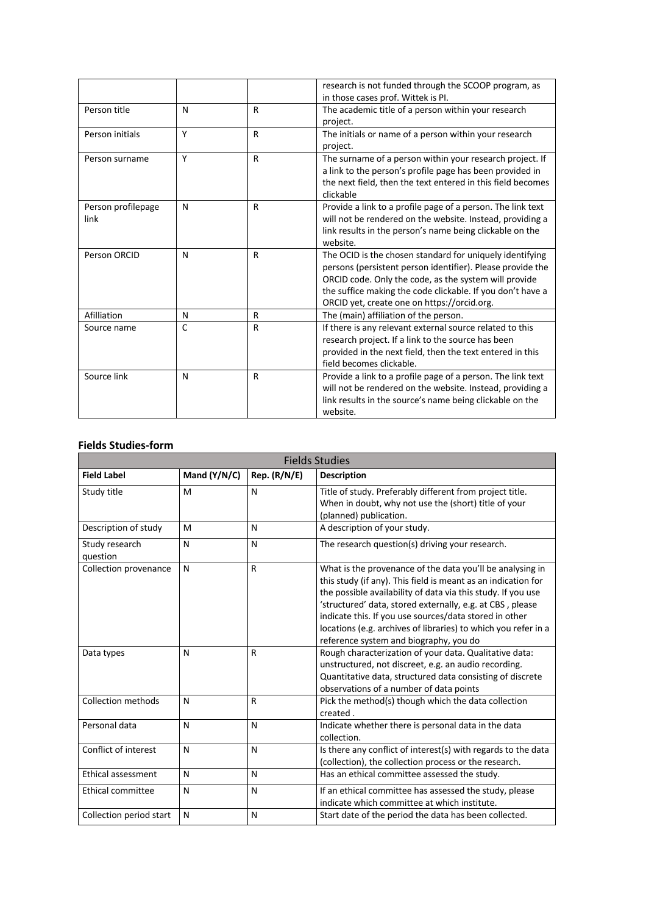|  |  |  | research is not funded through the SCOOP program, as in those cases prof. Wittek is PI. |
|---|---|---|---|
| Person title | N | R | The academic title of a person within your research project. |
| Person initials | Y | R | The initials or name of a person within your research project. |
| Person surname | Y | R | The surname of a person within your research project. If a link to the person's profile page has been provided in the next field, then the text entered in this field becomes clickable |
| Person profilepage link | N | R | Provide a link to a profile page of a person. The link text will not be rendered on the website. Instead, providing a link results in the person's name being clickable on the website. |
| Person ORCID | N | R | The OCID is the chosen standard for uniquely identifying persons (persistent person identifier). Please provide the ORCID code. Only the code, as the system will provide the suffice making the code clickable. If you don't have a ORCID yet, create one on https://orcid.org. |
| Afilliation | N | R | The (main) affiliation of the person. |
| Source name | C | R | If there is any relevant external source related to this research project. If a link to the source has been provided in the next field, then the text entered in this field becomes clickable. |
| Source link | N | R | Provide a link to a profile page of a person. The link text will not be rendered on the website. Instead, providing a link results in the source's name being clickable on the website. |

### Fields Studies-form

| Fields Studies | | | |
|---|---|---|---|
| **Field Label** | **Mand (Y/N/C)** | **Rep. (R/N/E)** | **Description** |
| Study title | M | N | Title of study. Preferably different from project title. When in doubt, why not use the (short) title of your (planned) publication. |
| Description of study | M | N | A description of your study. |
| Study research question | N | N | The research question(s) driving your research. |
| Collection provenance | N | R | What is the provenance of the data you'll be analysing in this study (if any). This field is meant as an indication for the possible availability of data via this study. If you use 'structured' data, stored externally, e.g. at CBS , please indicate this. If you use sources/data stored in other locations (e.g. archives of libraries) to which you refer in a reference system and biography, you do |
| Data types | N | R | Rough characterization of your data. Qualitative data: unstructured, not discreet, e.g. an audio recording. Quantitative data, structured data consisting of discrete observations of a number of data points |
| Collection methods | N | R | Pick the method(s) though which the data collection created . |
| Personal data | N | N | Indicate whether there is personal data in the data collection. |
| Conflict of interest | N | N | Is there any conflict of interest(s) with regards to the data (collection), the collection process or the research. |
| Ethical assessment | N | N | Has an ethical committee assessed the study. |
| Ethical committee | N | N | If an ethical committee has assessed the study, please indicate which committee at which institute. |
| Collection period start | N | N | Start date of the period the data has been collected. |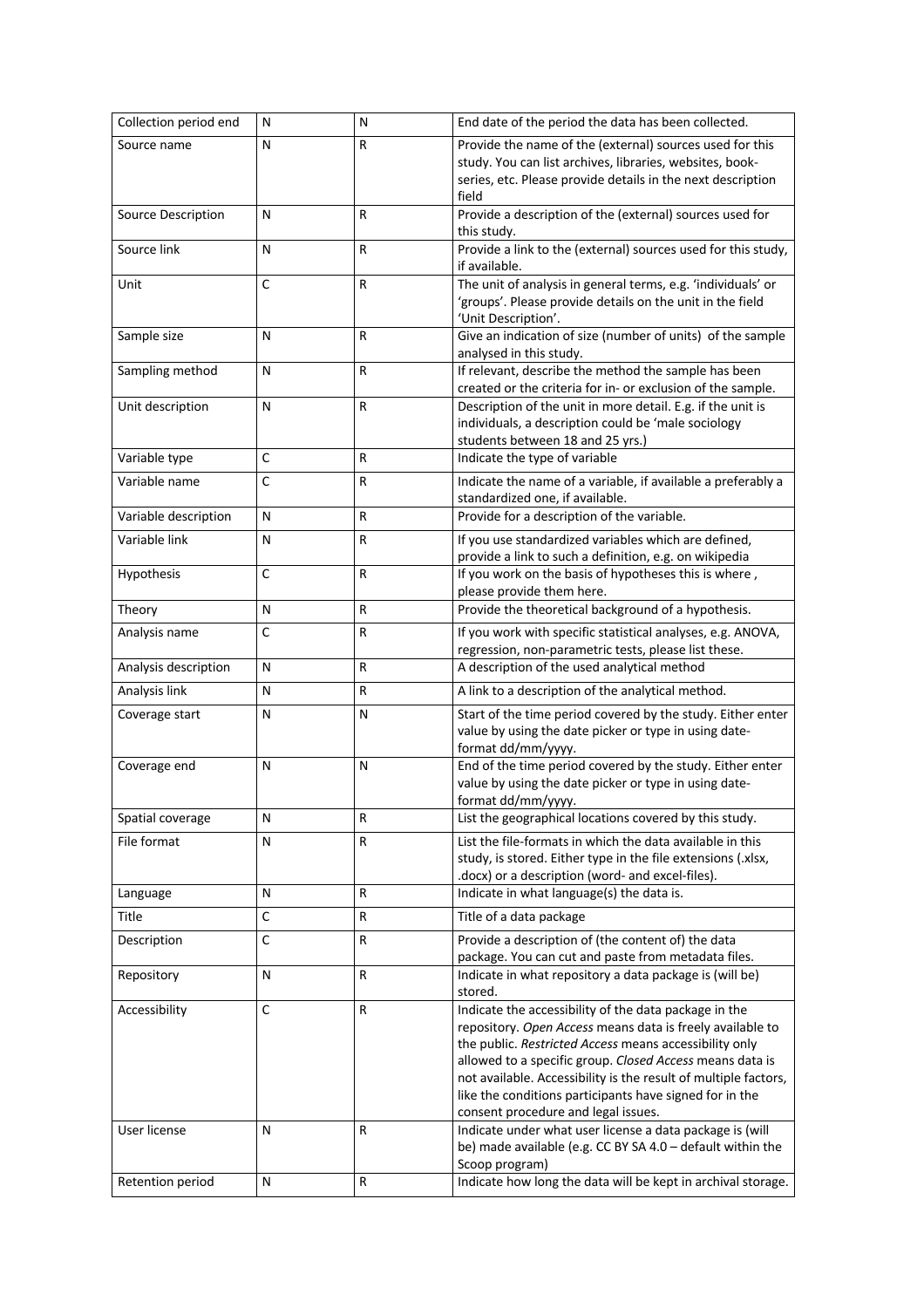| Collection period end | N | N | End date of the period the data has been collected. |
|---|---|---|---|
| Source name | N | R | Provide the name of the (external) sources used for this study. You can list archives, libraries, websites, book-series, etc. Please provide details in the next description field |
| Source Description | N | R | Provide a description of the (external) sources used for this study. |
| Source link | N | R | Provide a link to the (external) sources used for this study, if available. |
| Unit | C | R | The unit of analysis in general terms, e.g. 'individuals' or 'groups'. Please provide details on the unit in the field 'Unit Description'. |
| Sample size | N | R | Give an indication of size (number of units) of the sample analysed in this study. |
| Sampling method | N | R | If relevant, describe the method the sample has been created or the criteria for in- or exclusion of the sample. |
| Unit description | N | R | Description of the unit in more detail. E.g. if the unit is individuals, a description could be 'male sociology students between 18 and 25 yrs.) |
| Variable type | C | R | Indicate the type of variable |
| Variable name | C | R | Indicate the name of a variable, if available a preferably a standardized one, if available. |
| Variable description | N | R | Provide for a description of the variable. |
| Variable link | N | R | If you use standardized variables which are defined, provide a link to such a definition, e.g. on wikipedia |
| Hypothesis | C | R | If you work on the basis of hypotheses this is where , please provide them here. |
| Theory | N | R | Provide the theoretical background of a hypothesis. |
| Analysis name | C | R | If you work with specific statistical analyses, e.g. ANOVA, regression, non-parametric tests, please list these. |
| Analysis description | N | R | A description of the used analytical method |
| Analysis link | N | R | A link to a description of the analytical method. |
| Coverage start | N | N | Start of the time period covered by the study. Either enter value by using the date picker or type in using date-format dd/mm/yyyy. |
| Coverage end | N | N | End of the time period covered by the study. Either enter value by using the date picker or type in using date-format dd/mm/yyyy. |
| Spatial coverage | N | R | List the geographical locations covered by this study. |
| File format | N | R | List the file-formats in which the data available in this study, is stored. Either type in the file extensions (.xlsx, .docx) or a description (word- and excel-files). |
| Language | N | R | Indicate in what language(s) the data is. |
| Title | C | R | Title of a data package |
| Description | C | R | Provide a description of (the content of) the data package. You can cut and paste from metadata files. |
| Repository | N | R | Indicate in what repository a data package is (will be) stored. |
| Accessibility | C | R | Indicate the accessibility of the data package in the repository. *Open Access* means data is freely available to the public. *Restricted Access* means accessibility only allowed to a specific group. *Closed Access* means data is not available. Accessibility is the result of multiple factors, like the conditions participants have signed for in the consent procedure and legal issues. |
| User license | N | R | Indicate under what user license a data package is (will be) made available (e.g. CC BY SA 4.0 – default within the Scoop program) |
| Retention period | N | R | Indicate how long the data will be kept in archival storage. |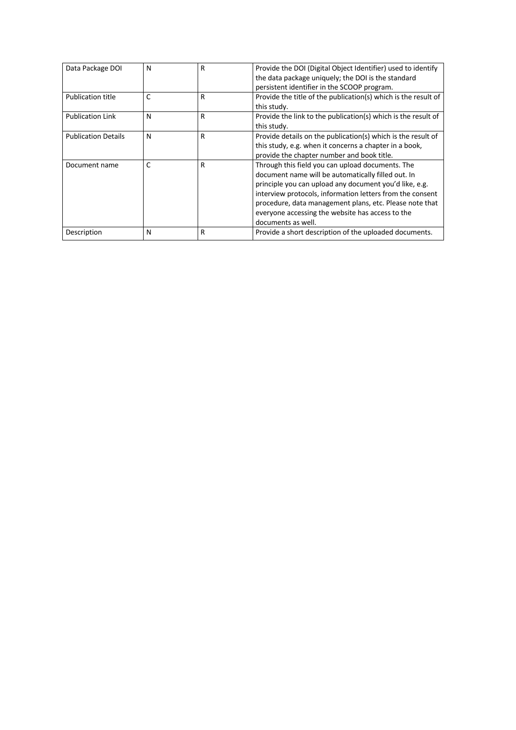| | | | |
|---|---|---|---|
| Data Package DOI | N | R | Provide the DOI (Digital Object Identifier) used to identify the data package uniquely; the DOI is the standard persistent identifier in the SCOOP program. |
| Publication title | C | R | Provide the title of the publication(s) which is the result of this study. |
| Publication Link | N | R | Provide the link to the publication(s) which is the result of this study. |
| Publication Details | N | R | Provide details on the publication(s) which is the result of this study, e.g. when it concerns a chapter in a book, provide the chapter number and book title. |
| Document name | C | R | Through this field you can upload documents. The document name will be automatically filled out. In principle you can upload any document you'd like, e.g. interview protocols, information letters from the consent procedure, data management plans, etc. Please note that everyone accessing the website has access to the documents as well. |
| Description | N | R | Provide a short description of the uploaded documents. |